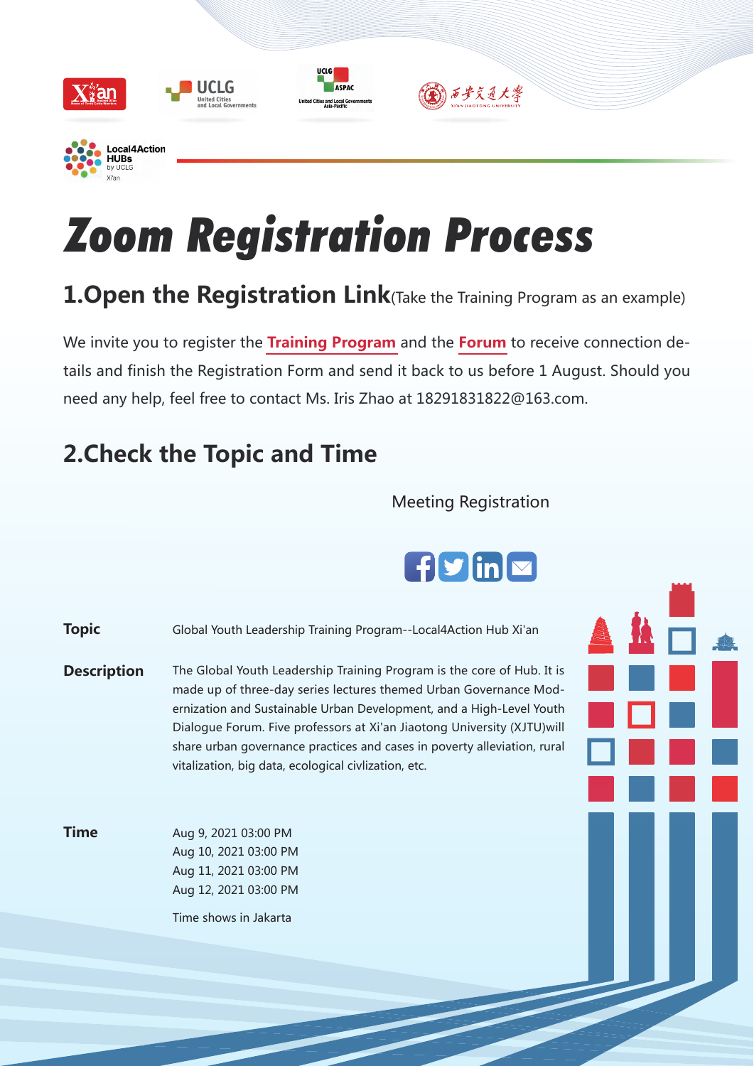# Zoom Registration Process

## 1.Open the Registration Link(Take the Training Program as an example)

We invite you to register the **Training Program** and the **Forum** to receive connection details and finish the Registration Form and send it back to us before 1 August. Should you need any help, feel free to contact Ms. Iris Zhao at 18291831822@163.com.

## 2.Check the Topic and Time

Meeting Registration

**Topic**

Global Youth Leadership Training Program--Local4Action Hub Xi'an

**Description**

The Global Youth Leadership Training Program is the core of Hub. It is made up of three-day series lectures themed Urban Governance Modernization and Sustainable Urban Development, and a High-Level Youth Dialogue Forum. Five professors at Xi'an Jiaotong University (XJTU)will share urban governance practices and cases in poverty alleviation, rural vitalization, big data, ecological civlization, etc.

**Time**

Aug 9, 2021 03:00 PM
Aug 10, 2021 03:00 PM
Aug 11, 2021 03:00 PM
Aug 12, 2021 03:00 PM

Time shows in Jakarta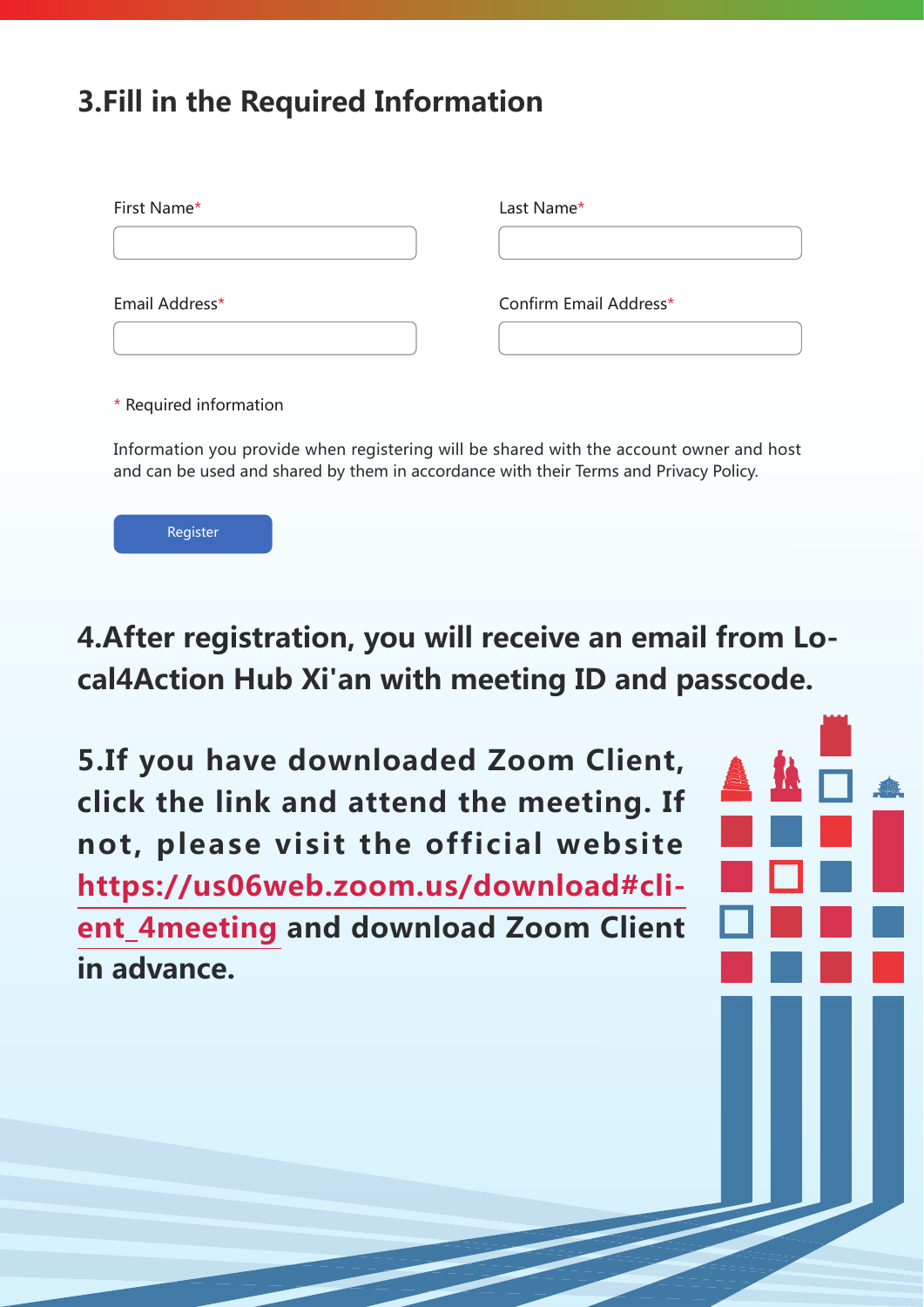## 3.Fill in the Required Information

First Name*

Last Name*

Email Address*

Confirm Email Address*

* Required information

Information you provide when registering will be shared with the account owner and host and can be used and shared by them in accordance with their Terms and Privacy Policy.

Register

## 4.After registration, you will receive an email from Local4Action Hub Xi'an with meeting ID and passcode.

**5.If you have downloaded Zoom Client, click the link and attend the meeting. If not, please visit the official website https://us06web.zoom.us/download#client_4meeting and download Zoom Client in advance.**